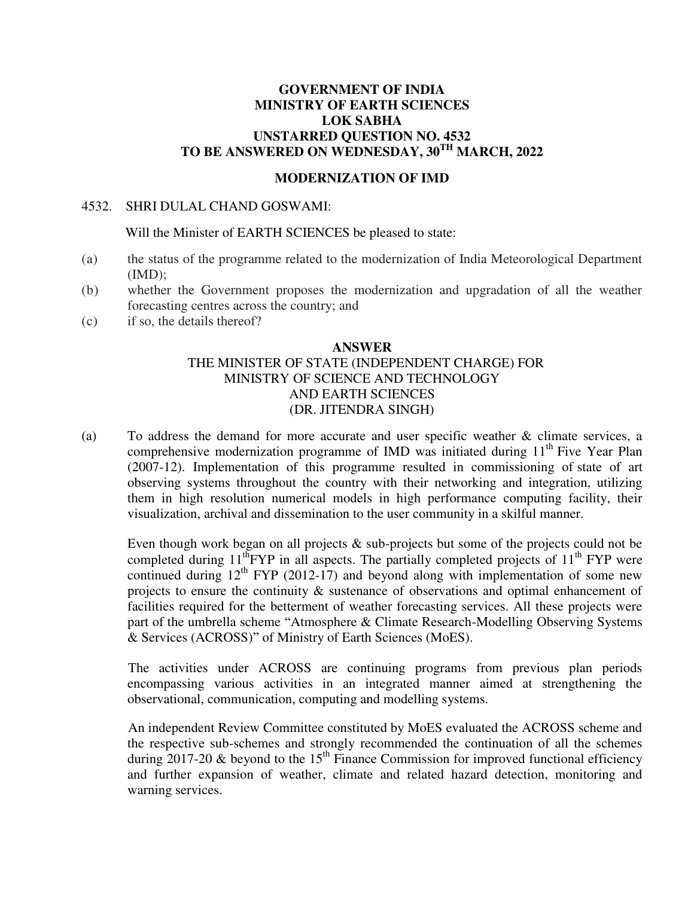**GOVERNMENT OF INDIA**
**MINISTRY OF EARTH SCIENCES**
**LOK SABHA**
**UNSTARRED QUESTION NO. 4532**
**TO BE ANSWERED ON WEDNESDAY, 30TH MARCH, 2022**

## MODERNIZATION OF IMD

4532. SHRI DULAL CHAND GOSWAMI:

Will the Minister of EARTH SCIENCES be pleased to state:

(a) the status of the programme related to the modernization of India Meteorological Department (IMD);

(b) whether the Government proposes the modernization and upgradation of all the weather forecasting centres across the country; and

(c) if so, the details thereof?

**ANSWER**

THE MINISTER OF STATE (INDEPENDENT CHARGE) FOR
MINISTRY OF SCIENCE AND TECHNOLOGY
AND EARTH SCIENCES
(DR. JITENDRA SINGH)

(a) To address the demand for more accurate and user specific weather & climate services, a comprehensive modernization programme of IMD was initiated during 11th Five Year Plan (2007-12). Implementation of this programme resulted in commissioning of state of art observing systems throughout the country with their networking and integration, utilizing them in high resolution numerical models in high performance computing facility, their visualization, archival and dissemination to the user community in a skilful manner.

Even though work began on all projects & sub-projects but some of the projects could not be completed during 11thFYP in all aspects. The partially completed projects of 11th FYP were continued during 12th FYP (2012-17) and beyond along with implementation of some new projects to ensure the continuity & sustenance of observations and optimal enhancement of facilities required for the betterment of weather forecasting services. All these projects were part of the umbrella scheme "Atmosphere & Climate Research-Modelling Observing Systems & Services (ACROSS)" of Ministry of Earth Sciences (MoES).

The activities under ACROSS are continuing programs from previous plan periods encompassing various activities in an integrated manner aimed at strengthening the observational, communication, computing and modelling systems.

An independent Review Committee constituted by MoES evaluated the ACROSS scheme and the respective sub-schemes and strongly recommended the continuation of all the schemes during 2017-20 & beyond to the 15th Finance Commission for improved functional efficiency and further expansion of weather, climate and related hazard detection, monitoring and warning services.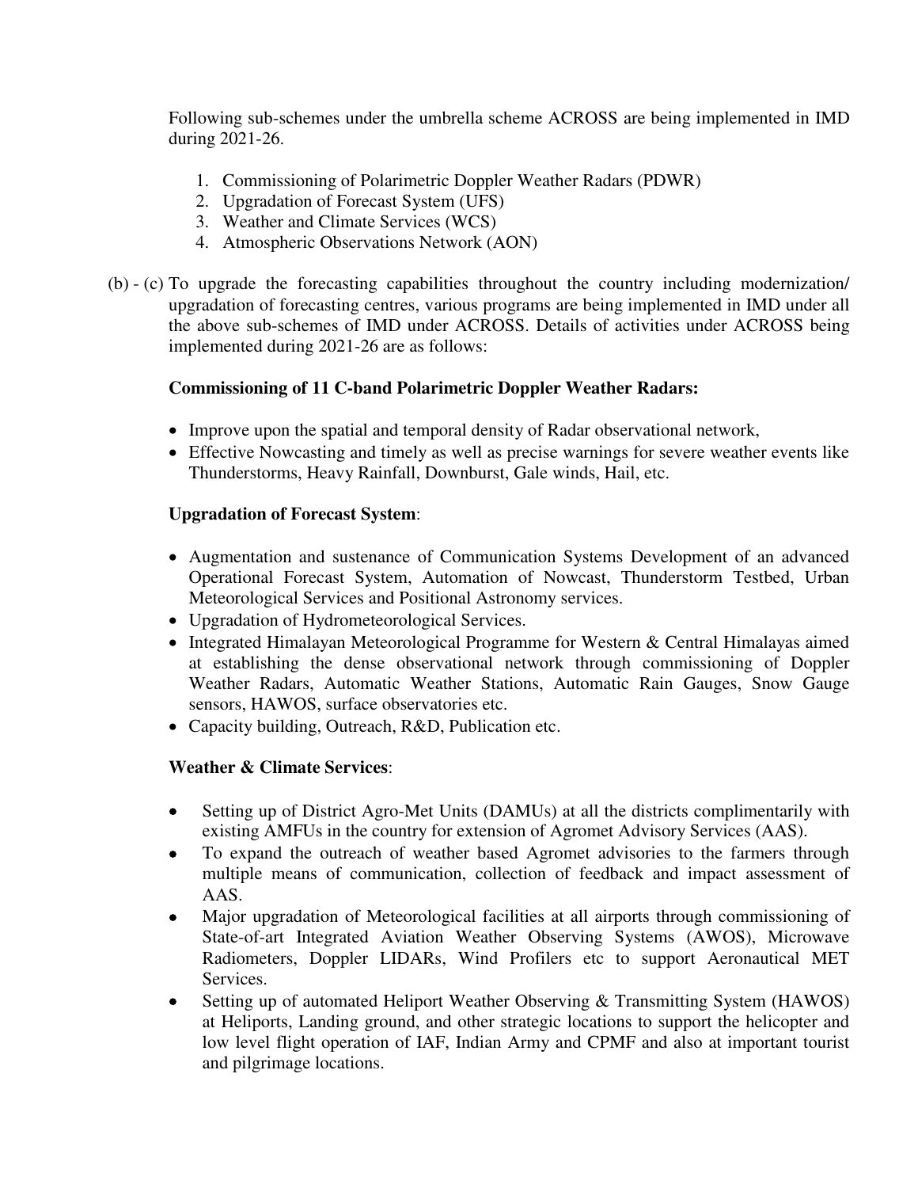Following sub-schemes under the umbrella scheme ACROSS are being implemented in IMD during 2021-26.

1. Commissioning of Polarimetric Doppler Weather Radars (PDWR)
2. Upgradation of Forecast System (UFS)
3. Weather and Climate Services (WCS)
4. Atmospheric Observations Network (AON)

(b) - (c) To upgrade the forecasting capabilities throughout the country including modernization/ upgradation of forecasting centres, various programs are being implemented in IMD under all the above sub-schemes of IMD under ACROSS. Details of activities under ACROSS being implemented during 2021-26 are as follows:

**Commissioning of 11 C-band Polarimetric Doppler Weather Radars:**

- Improve upon the spatial and temporal density of Radar observational network,
- Effective Nowcasting and timely as well as precise warnings for severe weather events like Thunderstorms, Heavy Rainfall, Downburst, Gale winds, Hail, etc.

**Upgradation of Forecast System**:

- Augmentation and sustenance of Communication Systems Development of an advanced Operational Forecast System, Automation of Nowcast, Thunderstorm Testbed, Urban Meteorological Services and Positional Astronomy services.
- Upgradation of Hydrometeorological Services.
- Integrated Himalayan Meteorological Programme for Western & Central Himalayas aimed at establishing the dense observational network through commissioning of Doppler Weather Radars, Automatic Weather Stations, Automatic Rain Gauges, Snow Gauge sensors, HAWOS, surface observatories etc.
- Capacity building, Outreach, R&D, Publication etc.

**Weather & Climate Services**:

- Setting up of District Agro-Met Units (DAMUs) at all the districts complimentarily with existing AMFUs in the country for extension of Agromet Advisory Services (AAS).
- To expand the outreach of weather based Agromet advisories to the farmers through multiple means of communication, collection of feedback and impact assessment of AAS.
- Major upgradation of Meteorological facilities at all airports through commissioning of State-of-art Integrated Aviation Weather Observing Systems (AWOS), Microwave Radiometers, Doppler LIDARs, Wind Profilers etc to support Aeronautical MET Services.
- Setting up of automated Heliport Weather Observing & Transmitting System (HAWOS) at Heliports, Landing ground, and other strategic locations to support the helicopter and low level flight operation of IAF, Indian Army and CPMF and also at important tourist and pilgrimage locations.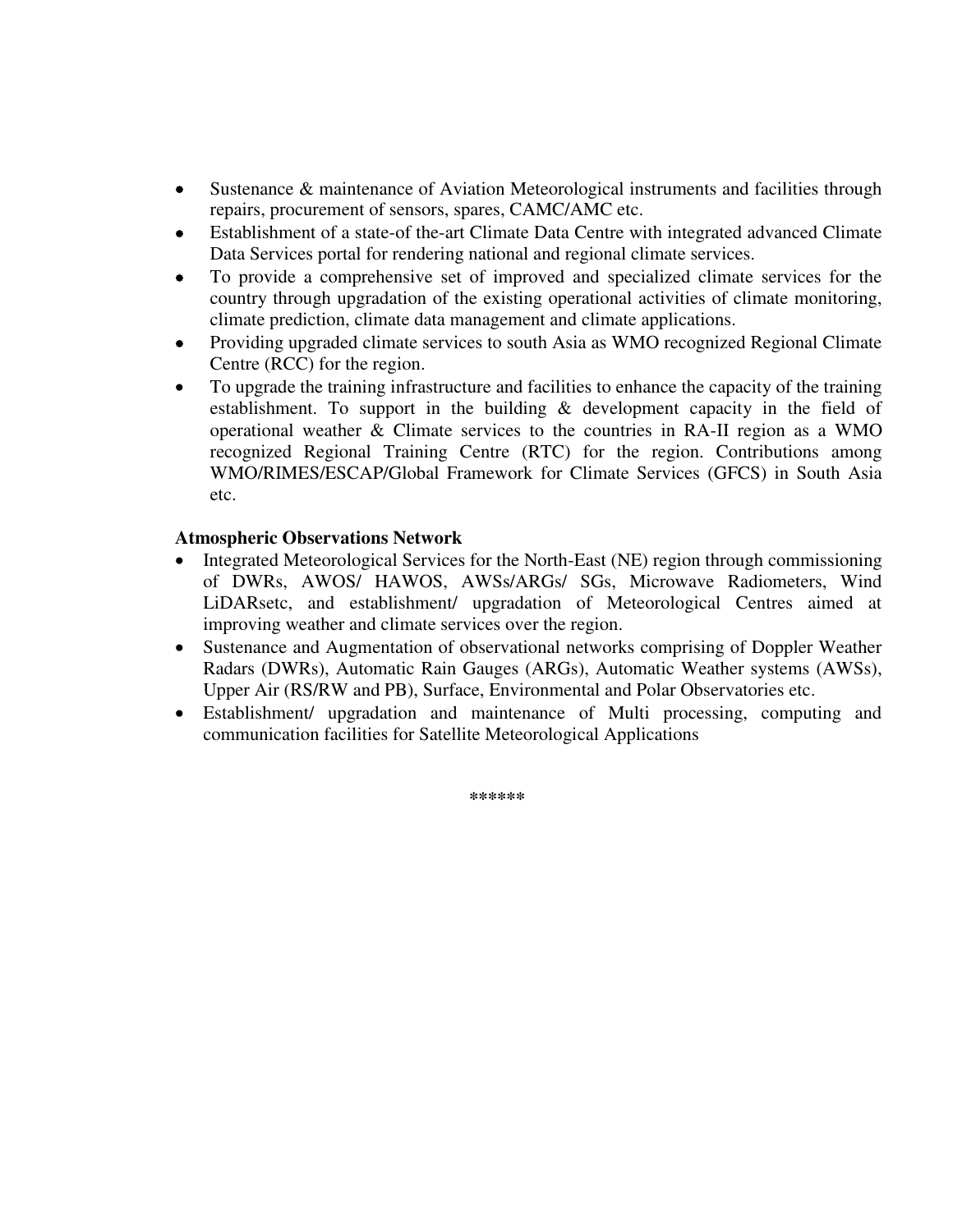- Sustenance & maintenance of Aviation Meteorological instruments and facilities through repairs, procurement of sensors, spares, CAMC/AMC etc.
- Establishment of a state-of the-art Climate Data Centre with integrated advanced Climate Data Services portal for rendering national and regional climate services.
- To provide a comprehensive set of improved and specialized climate services for the country through upgradation of the existing operational activities of climate monitoring, climate prediction, climate data management and climate applications.
- Providing upgraded climate services to south Asia as WMO recognized Regional Climate Centre (RCC) for the region.
- To upgrade the training infrastructure and facilities to enhance the capacity of the training establishment. To support in the building & development capacity in the field of operational weather & Climate services to the countries in RA-II region as a WMO recognized Regional Training Centre (RTC) for the region. Contributions among WMO/RIMES/ESCAP/Global Framework for Climate Services (GFCS) in South Asia etc.

**Atmospheric Observations Network**

- Integrated Meteorological Services for the North-East (NE) region through commissioning of DWRs, AWOS/ HAWOS, AWSs/ARGs/ SGs, Microwave Radiometers, Wind LiDARsetc, and establishment/ upgradation of Meteorological Centres aimed at improving weather and climate services over the region.
- Sustenance and Augmentation of observational networks comprising of Doppler Weather Radars (DWRs), Automatic Rain Gauges (ARGs), Automatic Weather systems (AWSs), Upper Air (RS/RW and PB), Surface, Environmental and Polar Observatories etc.
- Establishment/ upgradation and maintenance of Multi processing, computing and communication facilities for Satellite Meteorological Applications

******